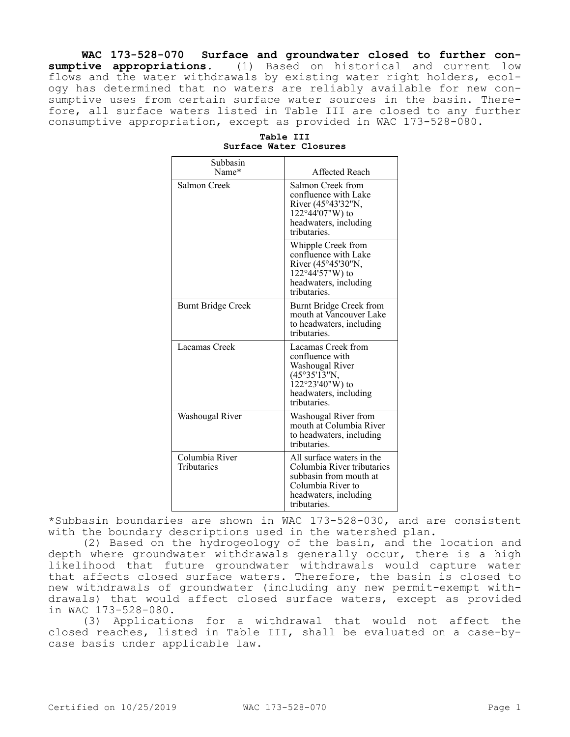**WAC 173-528-070 Surface and groundwater closed to further consumptive appropriations.** (1) Based on historical and current low flows and the water withdrawals by existing water right holders, ecology has determined that no waters are reliably available for new consumptive uses from certain surface water sources in the basin. Therefore, all surface waters listed in Table III are closed to any further consumptive appropriation, except as provided in WAC 173-528-080.

**Table III**
**Surface Water Closures**

| Subbasin Name* | Affected Reach |
|---|---|
| Salmon Creek | Salmon Creek from confluence with Lake River (45°43'32"N, 122°44'07"W) to headwaters, including tributaries. |
| | Whipple Creek from confluence with Lake River (45°45'30"N, 122°44'57"W) to headwaters, including tributaries. |
| Burnt Bridge Creek | Burnt Bridge Creek from mouth at Vancouver Lake to headwaters, including tributaries. |
| Lacamas Creek | Lacamas Creek from confluence with Washougal River (45°35'13"N, 122°23'40"W) to headwaters, including tributaries. |
| Washougal River | Washougal River from mouth at Columbia River to headwaters, including tributaries. |
| Columbia River Tributaries | All surface waters in the Columbia River tributaries subbasin from mouth at Columbia River to headwaters, including tributaries. |

*Subbasin boundaries are shown in WAC 173-528-030, and are consistent with the boundary descriptions used in the watershed plan.

(2) Based on the hydrogeology of the basin, and the location and depth where groundwater withdrawals generally occur, there is a high likelihood that future groundwater withdrawals would capture water that affects closed surface waters. Therefore, the basin is closed to new withdrawals of groundwater (including any new permit-exempt withdrawals) that would affect closed surface waters, except as provided in WAC 173-528-080.

(3) Applications for a withdrawal that would not affect the closed reaches, listed in Table III, shall be evaluated on a case-by-case basis under applicable law.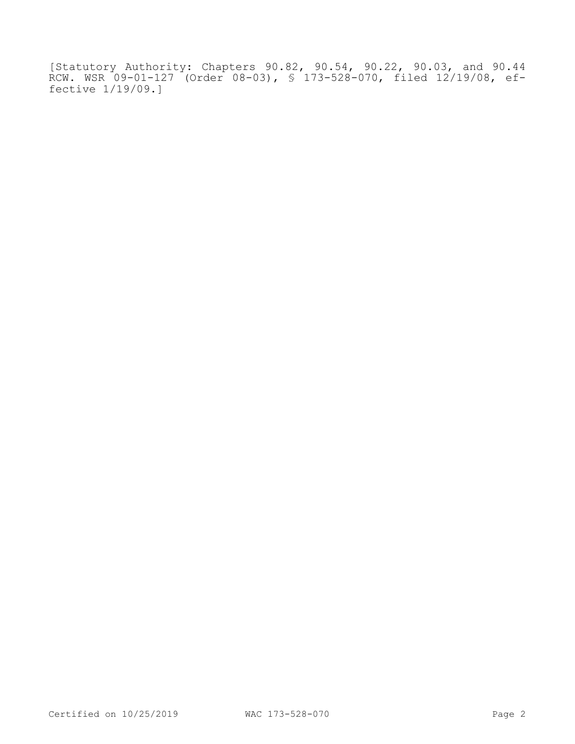[Statutory Authority: Chapters 90.82, 90.54, 90.22, 90.03, and 90.44 RCW. WSR 09-01-127 (Order 08-03), § 173-528-070, filed 12/19/08, effective 1/19/09.]